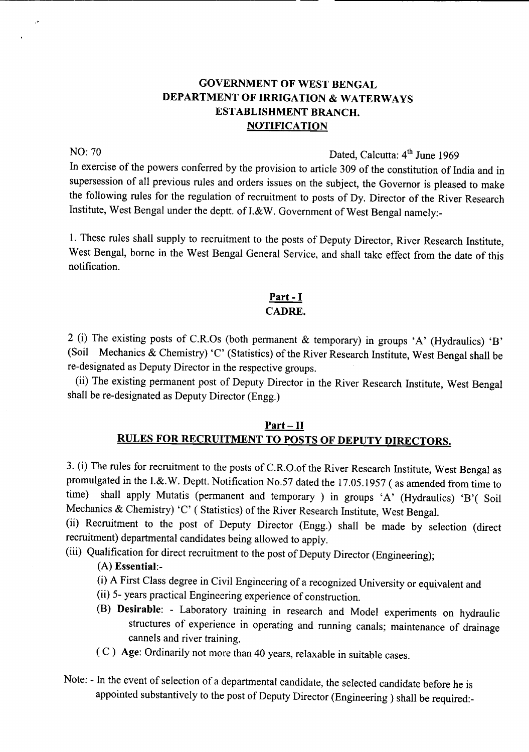# GOVERNMENT OF WEST BENGAL
# DEPARTMENT OF IRRIGATION & WATERWAYS
# ESTABLISHMENT BRANCH.
## NOTIFICATION

NO: 70

Dated, Calcutta: 4th June 1969

In exercise of the powers conferred by the provision to article 309 of the constitution of India and in supersession of all previous rules and orders issues on the subject, the Governor is pleased to make the following rules for the regulation of recruitment to posts of Dy. Director of the River Research Institute, West Bengal under the deptt. of I.&W. Government of West Bengal namely:-

1. These rules shall supply to recruitment to the posts of Deputy Director, River Research Institute, West Bengal, borne in the West Bengal General Service, and shall take effect from the date of this notification.

## Part - I
## CADRE.

2 (i) The existing posts of C.R.Os (both permanent & temporary) in groups 'A' (Hydraulics) 'B' (Soil Mechanics & Chemistry) 'C' (Statistics) of the River Research Institute, West Bengal shall be re-designated as Deputy Director in the respective groups.

(ii) The existing permanent post of Deputy Director in the River Research Institute, West Bengal shall be re-designated as Deputy Director (Engg.)

## Part – II
## RULES FOR RECRUITMENT TO POSTS OF DEPUTY DIRECTORS.

3. (i) The rules for recruitment to the posts of C.R.O.of the River Research Institute, West Bengal as promulgated in the I.&.W. Deptt. Notification No.57 dated the 17.05.1957 ( as amended from time to time) shall apply Mutatis (permanent and temporary ) in groups 'A' (Hydraulics) 'B'( Soil Mechanics & Chemistry) 'C' ( Statistics) of the River Research Institute, West Bengal.

(ii) Recruitment to the post of Deputy Director (Engg.) shall be made by selection (direct recruitment) departmental candidates being allowed to apply.

(iii) Qualification for direct recruitment to the post of Deputy Director (Engineering);

(A) **Essential**:-

(i) A First Class degree in Civil Engineering of a recognized University or equivalent and

(ii) 5- years practical Engineering experience of construction.

(B) **Desirable**: - Laboratory training in research and Model experiments on hydraulic structures of experience in operating and running canals; maintenance of drainage cannels and river training.

( C ) **Age**: Ordinarily not more than 40 years, relaxable in suitable cases.

Note: - In the event of selection of a departmental candidate, the selected candidate before he is appointed substantively to the post of Deputy Director (Engineering ) shall be required:-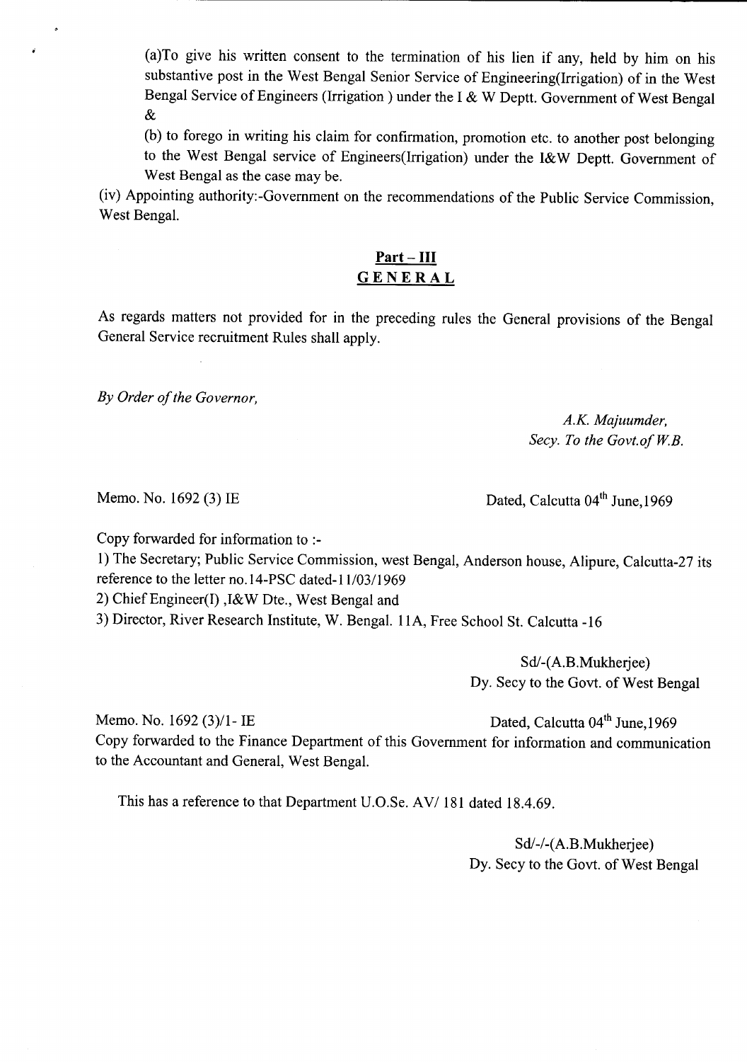(a)To give his written consent to the termination of his lien if any, held by him on his substantive post in the West Bengal Senior Service of Engineering(Irrigation) of in the West Bengal Service of Engineers (Irrigation ) under the I & W Deptt. Government of West Bengal &

(b) to forego in writing his claim for confirmation, promotion etc. to another post belonging to the West Bengal service of Engineers(Irrigation) under the I&W Deptt. Government of West Bengal as the case may be.

(iv) Appointing authority:-Government on the recommendations of the Public Service Commission, West Bengal.

## **Part – III**
## **GENERAL**

As regards matters not provided for in the preceding rules the General provisions of the Bengal General Service recruitment Rules shall apply.

*By Order of the Governor,*

*A.K. Majuumder,*
*Secy. To the Govt.of W.B.*

Memo. No. 1692 (3) IE — Dated, Calcutta 04th June,1969

Copy forwarded for information to :-

1) The Secretary; Public Service Commission, west Bengal, Anderson house, Alipure, Calcutta-27 its reference to the letter no.14-PSC dated-11/03/1969
2) Chief Engineer(I) ,I&W Dte., West Bengal and
3) Director, River Research Institute, W. Bengal. 11A, Free School St. Calcutta -16

Sd/-(A.B.Mukherjee)
Dy. Secy to the Govt. of West Bengal

Memo. No. 1692 (3)/1- IE — Dated, Calcutta 04th June,1969

Copy forwarded to the Finance Department of this Government for information and communication to the Accountant and General, West Bengal.

This has a reference to that Department U.O.Se. AV/ 181 dated 18.4.69.

Sd/-/-(A.B.Mukherjee)
Dy. Secy to the Govt. of West Bengal